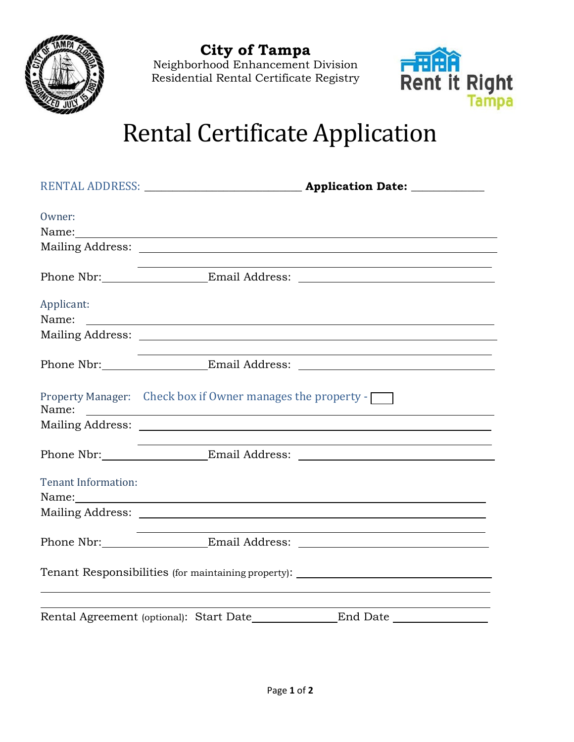**City of Tampa**
Neighborhood Enhancement Division
Residential Rental Certificate Registry

Rent it Right
Tampa

# Rental Certificate Application

RENTAL ADDRESS: ______________________________ **Application Date:** ______________

Owner:
Name: ______________________________________________________________
Mailing Address: ______________________________________________________
______________________________________________________
Phone Nbr: ____________________ Email Address: ______________________________

Applicant:
Name: ______________________________________________________________
Mailing Address: ______________________________________________________
______________________________________________________
Phone Nbr: ____________________ Email Address: ______________________________

Property Manager: Check box if Owner manages the property - ☐
Name: ______________________________________________________________
Mailing Address: ______________________________________________________
______________________________________________________
Phone Nbr: ____________________ Email Address: ______________________________

Tenant Information:
Name: ______________________________________________________________
Mailing Address: ______________________________________________________
______________________________________________________
Phone Nbr: ____________________ Email Address: ______________________________

Tenant Responsibilities (for maintaining property): ______________________________
______________________________________________________________________
______________________________________________________________________

Rental Agreement (optional): Start Date ________________ End Date ________________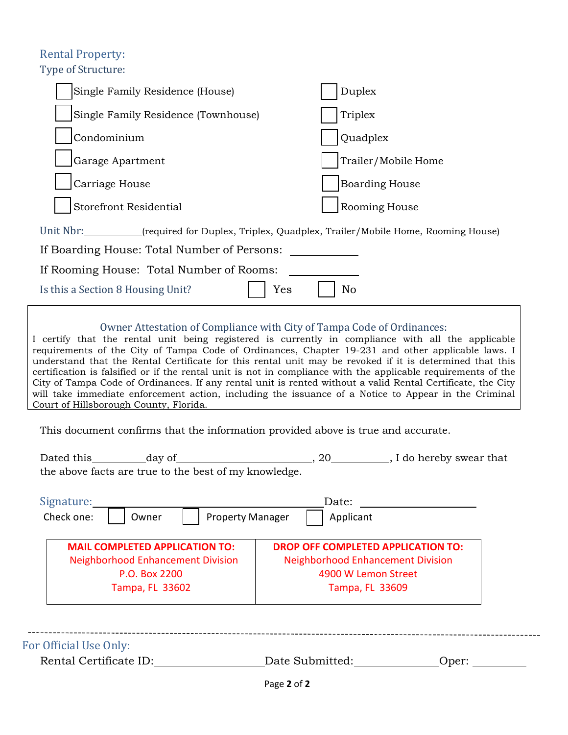## Rental Property:

**Type of Structure:**

- ☐ Single Family Residence (House)
- ☐ Single Family Residence (Townhouse)
- ☐ Condominium
- ☐ Garage Apartment
- ☐ Carriage House
- ☐ Storefront Residential
- ☐ Duplex
- ☐ Triplex
- ☐ Quadplex
- ☐ Trailer/Mobile Home
- ☐ Boarding House
- ☐ Rooming House

Unit Nbr:\_\_\_\_\_\_\_\_\_\_\_(required for Duplex, Triplex, Quadplex, Trailer/Mobile Home, Rooming House)

If Boarding House: Total Number of Persons: \_\_\_\_\_\_\_\_\_\_\_\_

If Rooming House: Total Number of Rooms: \_\_\_\_\_\_\_\_\_\_\_\_

Is this a Section 8 Housing Unit? ☐ Yes ☐ No

### Owner Attestation of Compliance with City of Tampa Code of Ordinances:

I certify that the rental unit being registered is currently in compliance with all the applicable requirements of the City of Tampa Code of Ordinances, Chapter 19-231 and other applicable laws. I understand that the Rental Certificate for this rental unit may be revoked if it is determined that this certification is falsified or if the rental unit is not in compliance with the applicable requirements of the City of Tampa Code of Ordinances. If any rental unit is rented without a valid Rental Certificate, the City will take immediate enforcement action, including the issuance of a Notice to Appear in the Criminal Court of Hillsborough County, Florida.

This document confirms that the information provided above is true and accurate.

Dated this\_\_\_\_\_\_\_\_\_\_day of\_\_\_\_\_\_\_\_\_\_\_\_\_\_\_\_\_\_\_\_\_\_\_\_\_\_\_, 20\_\_\_\_\_\_\_\_\_\_, I do hereby swear that the above facts are true to the best of my knowledge.

Signature:\_\_\_\_\_\_\_\_\_\_\_\_\_\_\_\_\_\_\_\_\_\_\_\_\_\_\_\_\_\_\_\_\_\_\_\_\_\_\_\_\_\_Date: \_\_\_\_\_\_\_\_\_\_\_\_\_\_\_\_\_\_\_\_\_

Check one: ☐ Owner ☐ Property Manager ☐ Applicant

| **MAIL COMPLETED APPLICATION TO:** | **DROP OFF COMPLETED APPLICATION TO:** |
|---|---|
| Neighborhood Enhancement Division | Neighborhood Enhancement Division |
| P.O. Box 2200 | 4900 W Lemon Street |
| Tampa, FL 33602 | Tampa, FL 33609 |

---

**For Official Use Only:**

Rental Certificate ID:\_\_\_\_\_\_\_\_\_\_\_\_\_\_\_\_\_\_\_\_Date Submitted:\_\_\_\_\_\_\_\_\_\_\_\_\_\_\_\_Oper: \_\_\_\_\_\_\_\_\_\_